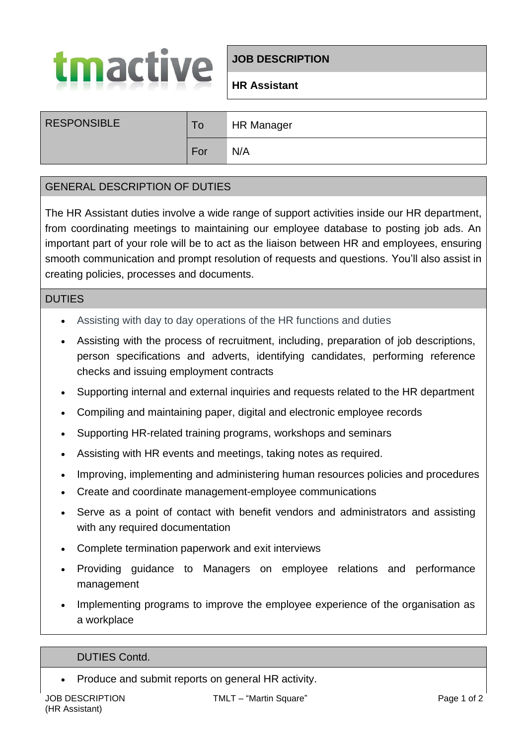tmactive

# JOB DESCRIPTION

## HR Assistant

| RESPONSIBLE | To | HR Manager |
|---|---|---|
| | For | N/A |

## GENERAL DESCRIPTION OF DUTIES

The HR Assistant duties involve a wide range of support activities inside our HR department, from coordinating meetings to maintaining our employee database to posting job ads. An important part of your role will be to act as the liaison between HR and employees, ensuring smooth communication and prompt resolution of requests and questions. You'll also assist in creating policies, processes and documents.

## DUTIES

- Assisting with day to day operations of the HR functions and duties
- Assisting with the process of recruitment, including, preparation of job descriptions, person specifications and adverts, identifying candidates, performing reference checks and issuing employment contracts
- Supporting internal and external inquiries and requests related to the HR department
- Compiling and maintaining paper, digital and electronic employee records
- Supporting HR-related training programs, workshops and seminars
- Assisting with HR events and meetings, taking notes as required.
- Improving, implementing and administering human resources policies and procedures
- Create and coordinate management-employee communications
- Serve as a point of contact with benefit vendors and administrators and assisting with any required documentation
- Complete termination paperwork and exit interviews
- Providing guidance to Managers on employee relations and performance management
- Implementing programs to improve the employee experience of the organisation as a workplace

## DUTIES Contd.

- Produce and submit reports on general HR activity.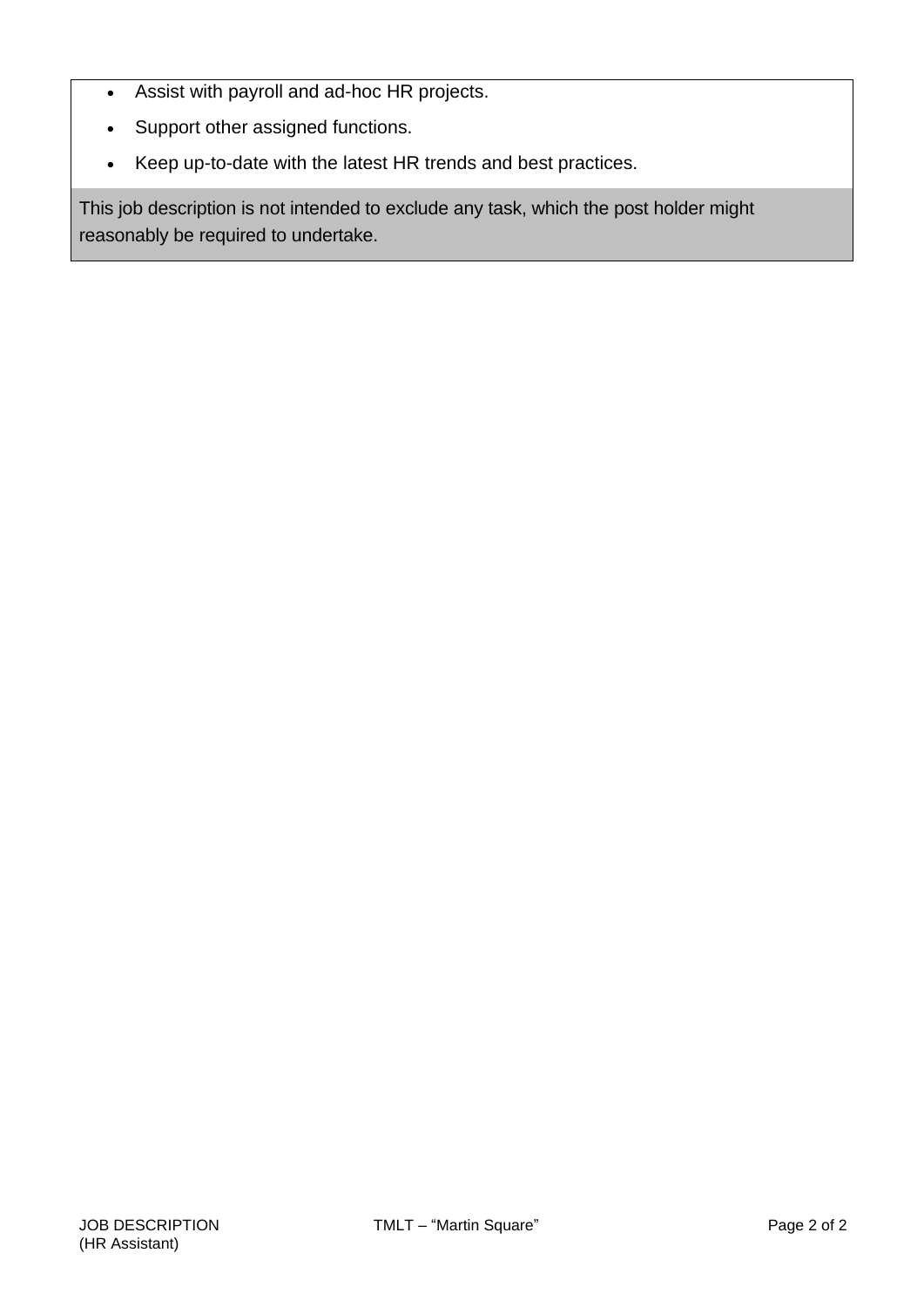- Assist with payroll and ad-hoc HR projects.
- Support other assigned functions.
- Keep up-to-date with the latest HR trends and best practices.

This job description is not intended to exclude any task, which the post holder might reasonably be required to undertake.